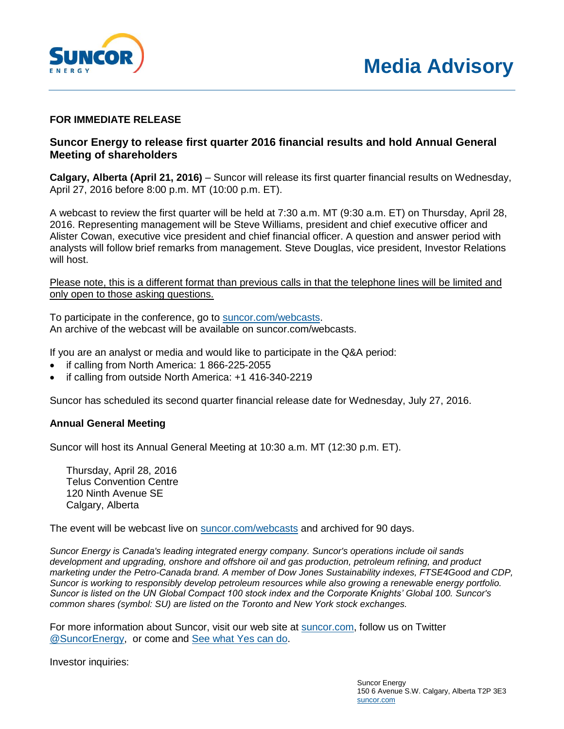SUNCOR ENERGY

# Media Advisory

**FOR IMMEDIATE RELEASE**

## Suncor Energy to release first quarter 2016 financial results and hold Annual General Meeting of shareholders

**Calgary, Alberta (April 21, 2016)** – Suncor will release its first quarter financial results on Wednesday, April 27, 2016 before 8:00 p.m. MT (10:00 p.m. ET).

A webcast to review the first quarter will be held at 7:30 a.m. MT (9:30 a.m. ET) on Thursday, April 28, 2016. Representing management will be Steve Williams, president and chief executive officer and Alister Cowan, executive vice president and chief financial officer. A question and answer period with analysts will follow brief remarks from management. Steve Douglas, vice president, Investor Relations will host.

Please note, this is a different format than previous calls in that the telephone lines will be limited and only open to those asking questions.

To participate in the conference, go to suncor.com/webcasts.
An archive of the webcast will be available on suncor.com/webcasts.

If you are an analyst or media and would like to participate in the Q&A period:

- if calling from North America: 1 866-225-2055
- if calling from outside North America: +1 416-340-2219

Suncor has scheduled its second quarter financial release date for Wednesday, July 27, 2016.

**Annual General Meeting**

Suncor will host its Annual General Meeting at 10:30 a.m. MT (12:30 p.m. ET).

Thursday, April 28, 2016
Telus Convention Centre
120 Ninth Avenue SE
Calgary, Alberta

The event will be webcast live on suncor.com/webcasts and archived for 90 days.

*Suncor Energy is Canada's leading integrated energy company. Suncor's operations include oil sands development and upgrading, onshore and offshore oil and gas production, petroleum refining, and product marketing under the Petro-Canada brand. A member of Dow Jones Sustainability indexes, FTSE4Good and CDP, Suncor is working to responsibly develop petroleum resources while also growing a renewable energy portfolio. Suncor is listed on the UN Global Compact 100 stock index and the Corporate Knights' Global 100. Suncor's common shares (symbol: SU) are listed on the Toronto and New York stock exchanges.*

For more information about Suncor, visit our web site at suncor.com, follow us on Twitter @SuncorEnergy, or come and See what Yes can do.

Investor inquiries:

Suncor Energy
150 6 Avenue S.W. Calgary, Alberta T2P 3E3
suncor.com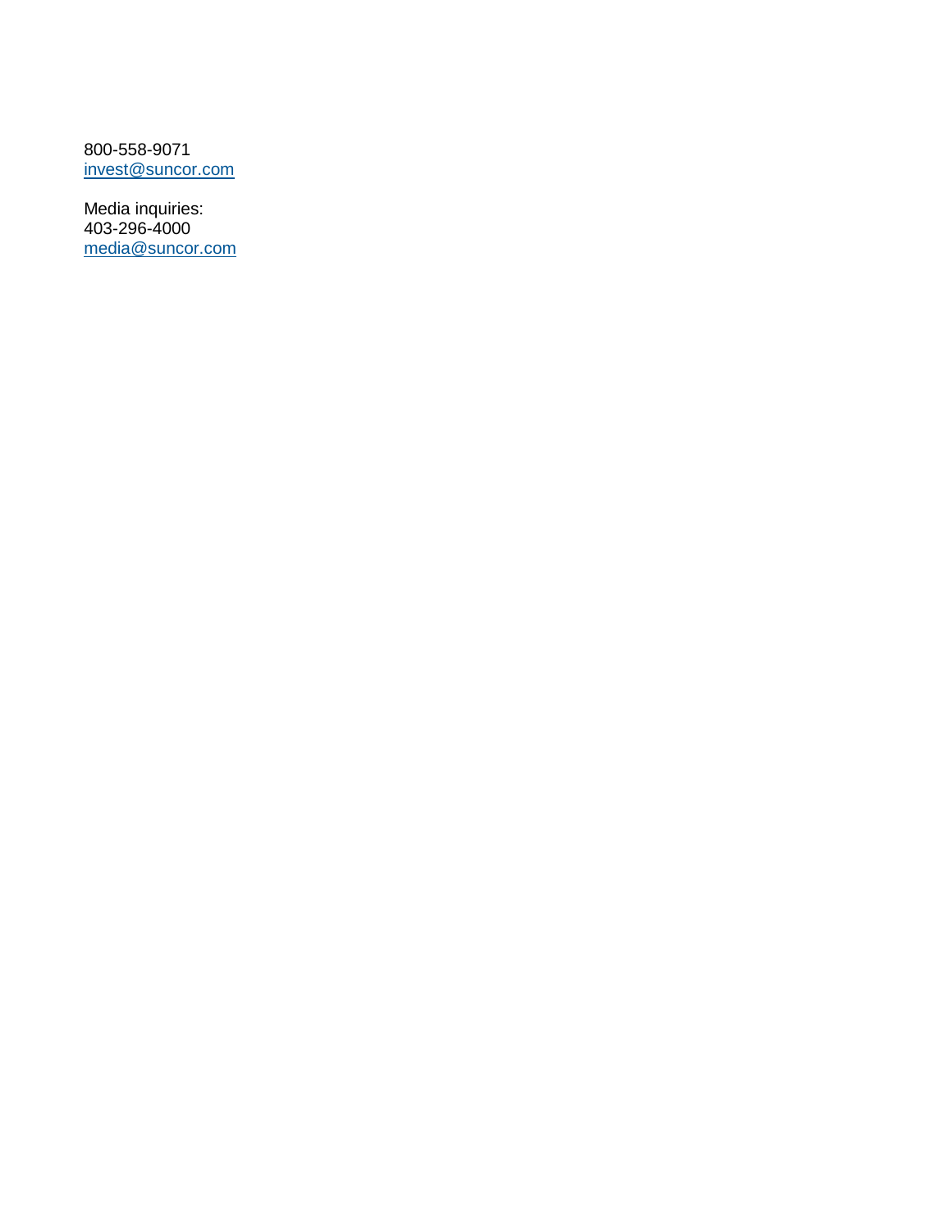800-558-9071
invest@suncor.com

Media inquiries:
403-296-4000
media@suncor.com